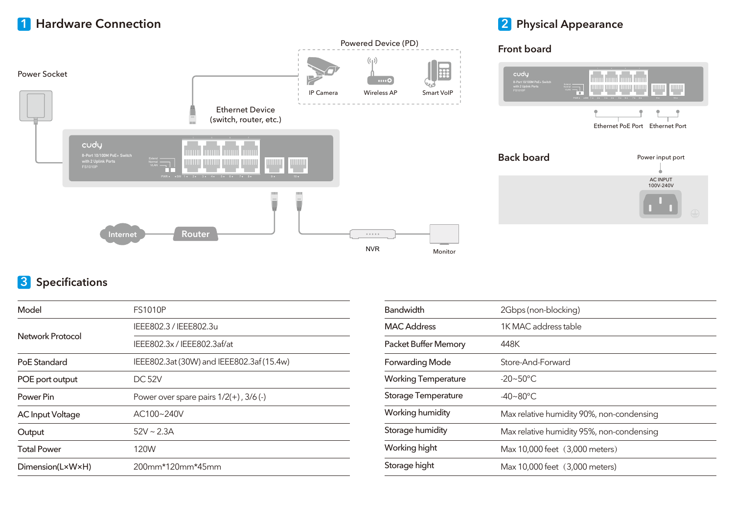## 1 Hardware Connection

Power Socket

Powered Device (PD)

IP Camera

Wireless AP

Smart VoIP

Ethernet Device (switch, router, etc.)

cudy

8-Port 10/100M PoE+ Switch with 2 Uplink Ports FS1010P

Internet

Router

NVR

Monitor

## 2 Physical Appearance

### Front board

Ethernet PoE Port

Ethernet Port

### Back board

Power input port

AC INPUT 100V-240V

## 3 Specifications

| Model | FS1010P |
|---|---|
| Network Protocol | IEEE802.3 / IEEE802.3u |
| | IEEE802.3x / IEEE802.3af/at |
| PoE Standard | IEEE802.3at (30W) and IEEE802.3af (15.4w) |
| POE port output | DC 52V |
| Power Pin | Power over spare pairs 1/2(+) , 3/6 (-) |
| AC Input Voltage | AC100~240V |
| Output | 52V ~ 2.3A |
| Total Power | 120W |
| Dimension(L×W×H) | 200mm*120mm*45mm |

| Bandwidth | 2Gbps (non-blocking) |
|---|---|
| MAC Address | 1K MAC address table |
| Packet Buffer Memory | 448K |
| Forwarding Mode | Store-And-Forward |
| Working Temperature | -20~50°C |
| Storage Temperature | -40~80°C |
| Working humidity | Max relative humidity 90%, non-condensing |
| Storage humidity | Max relative humidity 95%, non-condensing |
| Working hight | Max 10,000 feet（3,000 meters) |
| Storage hight | Max 10,000 feet（3,000 meters) |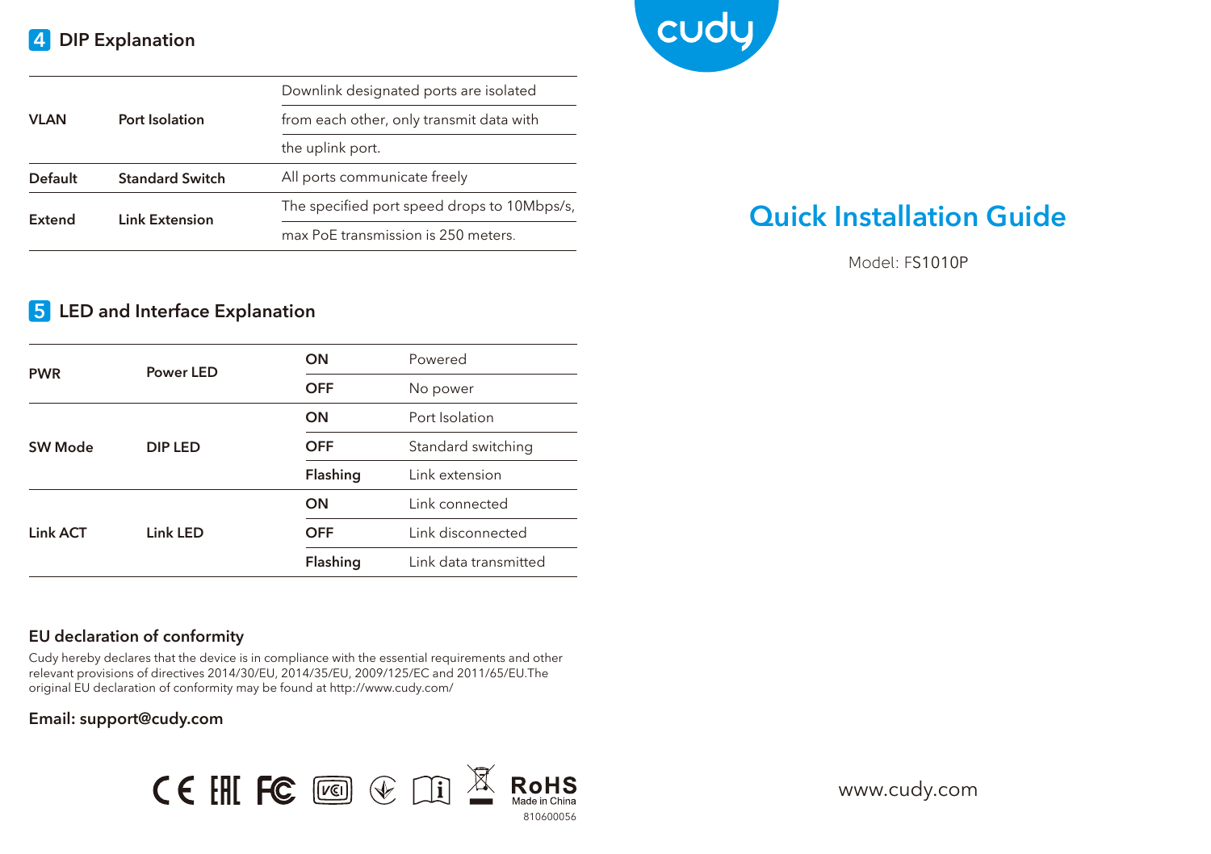## 4 DIP Explanation

| | | |
|---|---|---|
| **VLAN** | **Port Isolation** | Downlink designated ports are isolated from each other, only transmit data with the uplink port. |
| **Default** | **Standard Switch** | All ports communicate freely |
| **Extend** | **Link Extension** | The specified port speed drops to 10Mbps/s, max PoE transmission is 250 meters. |

## 5 LED and Interface Explanation

| | | | |
|---|---|---|---|
| **PWR** | **Power LED** | **ON** | Powered |
| | | **OFF** | No power |
| **SW Mode** | **DIP LED** | **ON** | Port Isolation |
| | | **OFF** | Standard switching |
| | | **Flashing** | Link extension |
| **Link ACT** | **Link LED** | **ON** | Link connected |
| | | **OFF** | Link disconnected |
| | | **Flashing** | Link data transmitted |

## EU declaration of conformity

Cudy hereby declares that the device is in compliance with the essential requirements and other relevant provisions of directives 2014/30/EU, 2014/35/EU, 2009/125/EC and 2011/65/EU.The original EU declaration of conformity may be found at http://www.cudy.com/

**Email: support@cudy.com**

RoHS
Made in China
810600056

cudy

# Quick Installation Guide

Model: FS1010P

www.cudy.com